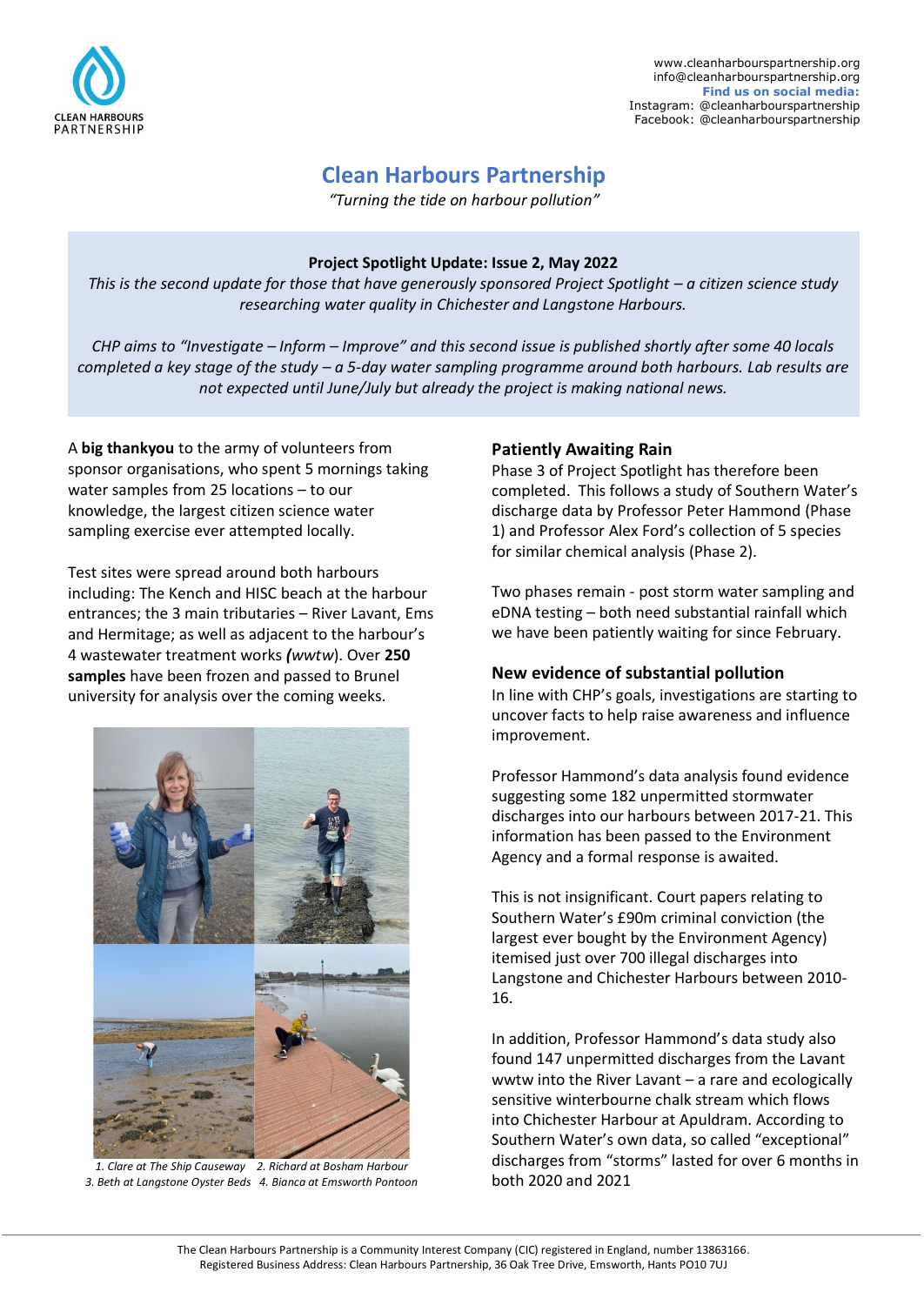CLEAN HARBOURS PARTNERSHIP

www.cleanharbourspartnership.org
info@cleanharbourspartnership.org
**Find us on social media:**
Instagram: @cleanharbourspartnership
Facebook: @cleanharbourspartnership

# Clean Harbours Partnership

*"Turning the tide on harbour pollution"*

**Project Spotlight Update: Issue 2, May 2022**

*This is the second update for those that have generously sponsored Project Spotlight – a citizen science study researching water quality in Chichester and Langstone Harbours.*

*CHP aims to "Investigate – Inform – Improve" and this second issue is published shortly after some 40 locals completed a key stage of the study – a 5-day water sampling programme around both harbours. Lab results are not expected until June/July but already the project is making national news.*

A **big thankyou** to the army of volunteers from sponsor organisations, who spent 5 mornings taking water samples from 25 locations – to our knowledge, the largest citizen science water sampling exercise ever attempted locally.

Test sites were spread around both harbours including: The Kench and HISC beach at the harbour entrances; the 3 main tributaries – River Lavant, Ems and Hermitage; as well as adjacent to the harbour's 4 wastewater treatment works ***(wwtw)***. Over **250 samples** have been frozen and passed to Brunel university for analysis over the coming weeks.

*1. Clare at The Ship Causeway 2. Richard at Bosham Harbour 3. Beth at Langstone Oyster Beds 4. Bianca at Emsworth Pontoon*

### Patiently Awaiting Rain

Phase 3 of Project Spotlight has therefore been completed. This follows a study of Southern Water's discharge data by Professor Peter Hammond (Phase 1) and Professor Alex Ford's collection of 5 species for similar chemical analysis (Phase 2).

Two phases remain - post storm water sampling and eDNA testing – both need substantial rainfall which we have been patiently waiting for since February.

### New evidence of substantial pollution

In line with CHP's goals, investigations are starting to uncover facts to help raise awareness and influence improvement.

Professor Hammond's data analysis found evidence suggesting some 182 unpermitted stormwater discharges into our harbours between 2017-21. This information has been passed to the Environment Agency and a formal response is awaited.

This is not insignificant. Court papers relating to Southern Water's £90m criminal conviction (the largest ever bought by the Environment Agency) itemised just over 700 illegal discharges into Langstone and Chichester Harbours between 2010-16.

In addition, Professor Hammond's data study also found 147 unpermitted discharges from the Lavant wwtw into the River Lavant – a rare and ecologically sensitive winterbourne chalk stream which flows into Chichester Harbour at Apuldram. According to Southern Water's own data, so called "exceptional" discharges from "storms" lasted for over 6 months in both 2020 and 2021

The Clean Harbours Partnership is a Community Interest Company (CIC) registered in England, number 13863166.
Registered Business Address: Clean Harbours Partnership, 36 Oak Tree Drive, Emsworth, Hants PO10 7UJ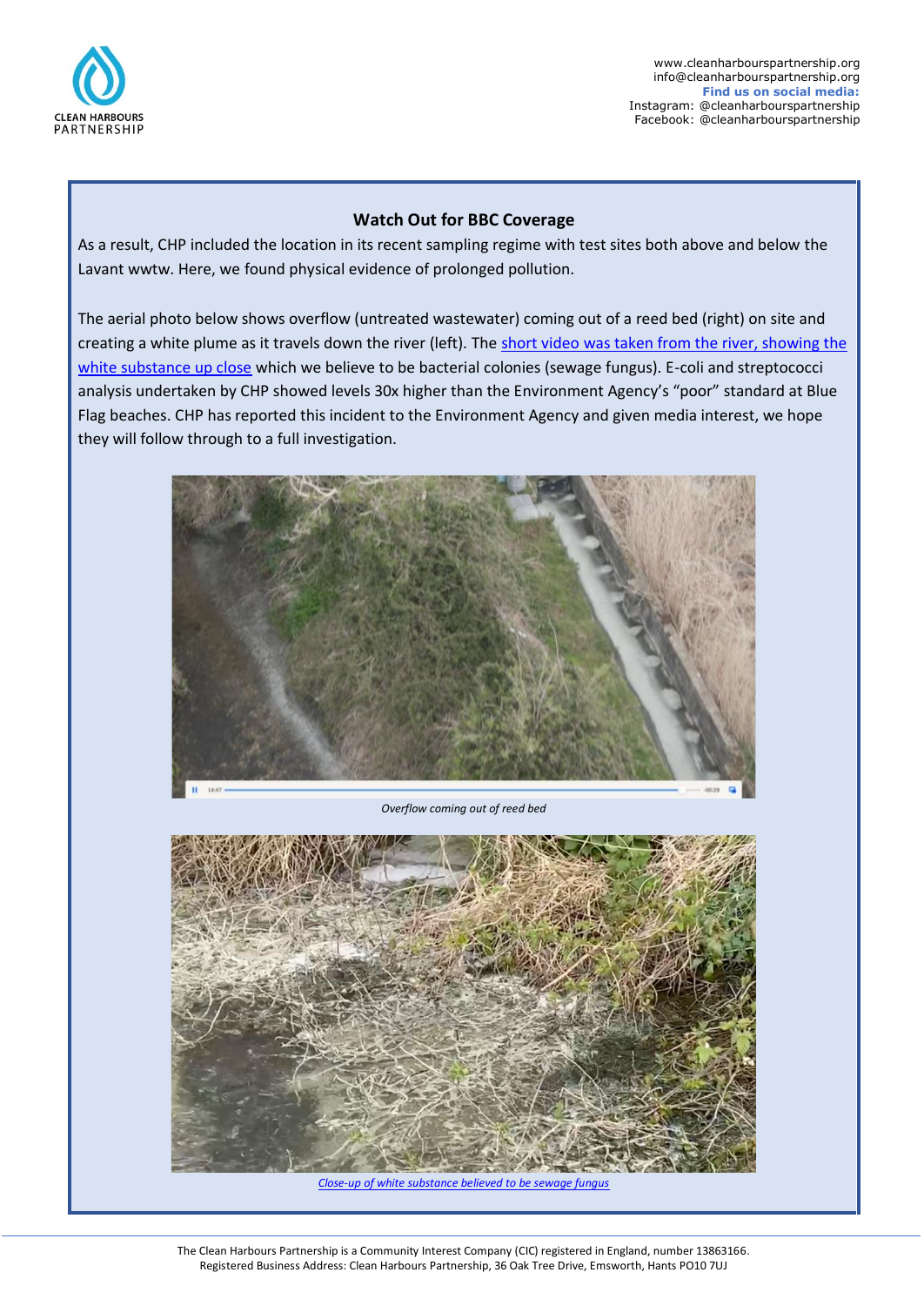### Watch Out for BBC Coverage

As a result, CHP included the location in its recent sampling regime with test sites both above and below the Lavant wwtw. Here, we found physical evidence of prolonged pollution.

The aerial photo below shows overflow (untreated wastewater) coming out of a reed bed (right) on site and creating a white plume as it travels down the river (left). The short video was taken from the river, showing the white substance up close which we believe to be bacterial colonies (sewage fungus). E-coli and streptococci analysis undertaken by CHP showed levels 30x higher than the Environment Agency's "poor" standard at Blue Flag beaches. CHP has reported this incident to the Environment Agency and given media interest, we hope they will follow through to a full investigation.

*Overflow coming out of reed bed*

*Close-up of white substance believed to be sewage fungus*

The Clean Harbours Partnership is a Community Interest Company (CIC) registered in England, number 13863166.
Registered Business Address: Clean Harbours Partnership, 36 Oak Tree Drive, Emsworth, Hants PO10 7UJ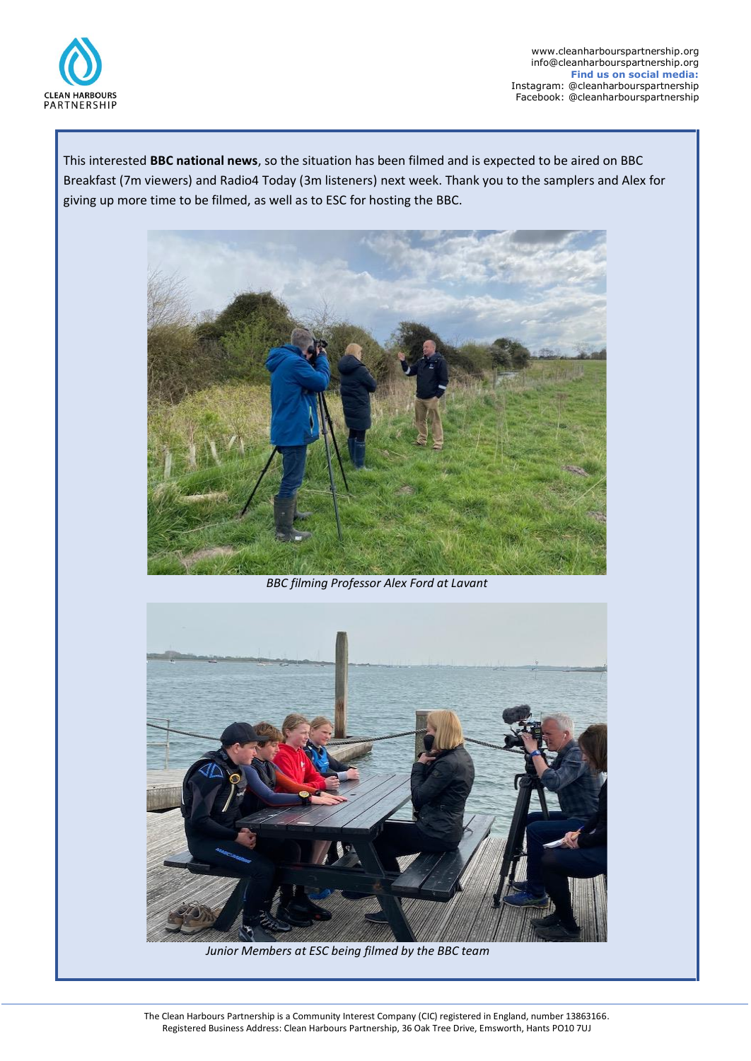This interested **BBC national news**, so the situation has been filmed and is expected to be aired on BBC Breakfast (7m viewers) and Radio4 Today (3m listeners) next week. Thank you to the samplers and Alex for giving up more time to be filmed, as well as to ESC for hosting the BBC.

*BBC filming Professor Alex Ford at Lavant*

*Junior Members at ESC being filmed by the BBC team*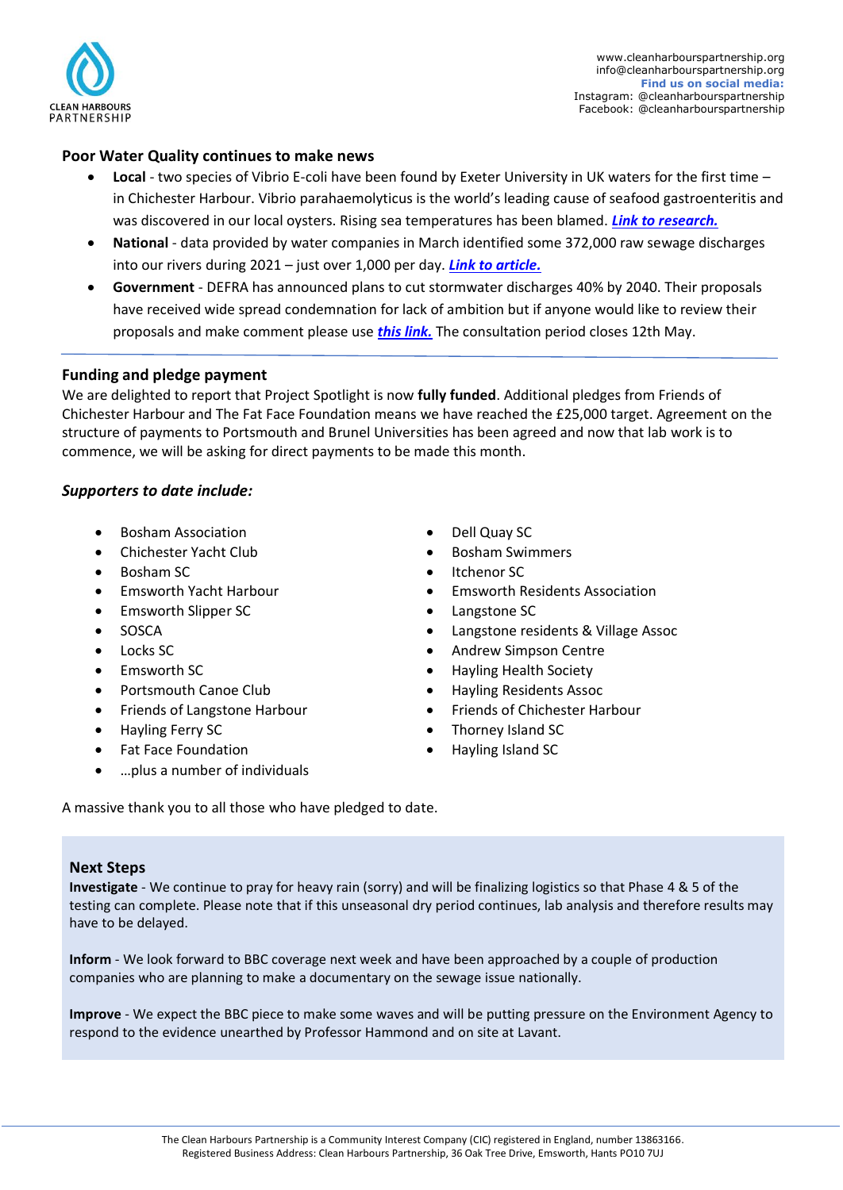CLEAN HARBOURS PARTNERSHIP

www.cleanharbourspartnership.org
info@cleanharbourspartnership.org
**Find us on social media:**
Instagram: @cleanharbourspartnership
Facebook: @cleanharbourspartnership

## Poor Water Quality continues to make news

- **Local** - two species of Vibrio E-coli have been found by Exeter University in UK waters for the first time – in Chichester Harbour. Vibrio parahaemolyticus is the world's leading cause of seafood gastroenteritis and was discovered in our local oysters. Rising sea temperatures has been blamed. ***Link to research.***
- **National** - data provided by water companies in March identified some 372,000 raw sewage discharges into our rivers during 2021 – just over 1,000 per day. ***Link to article.***
- **Government** - DEFRA has announced plans to cut stormwater discharges 40% by 2040. Their proposals have received wide spread condemnation for lack of ambition but if anyone would like to review their proposals and make comment please use ***this link.*** The consultation period closes 12th May.

---

## Funding and pledge payment

We are delighted to report that Project Spotlight is now **fully funded**. Additional pledges from Friends of Chichester Harbour and The Fat Face Foundation means we have reached the £25,000 target. Agreement on the structure of payments to Portsmouth and Brunel Universities has been agreed and now that lab work is to commence, we will be asking for direct payments to be made this month.

### *Supporters to date include:*

- Bosham Association
- Chichester Yacht Club
- Bosham SC
- Emsworth Yacht Harbour
- Emsworth Slipper SC
- SOSCA
- Locks SC
- Emsworth SC
- Portsmouth Canoe Club
- Friends of Langstone Harbour
- Hayling Ferry SC
- Fat Face Foundation
- …plus a number of individuals
- Dell Quay SC
- Bosham Swimmers
- Itchenor SC
- Emsworth Residents Association
- Langstone SC
- Langstone residents & Village Assoc
- Andrew Simpson Centre
- Hayling Health Society
- Hayling Residents Assoc
- Friends of Chichester Harbour
- Thorney Island SC
- Hayling Island SC

A massive thank you to all those who have pledged to date.

## Next Steps

**Investigate** - We continue to pray for heavy rain (sorry) and will be finalizing logistics so that Phase 4 & 5 of the testing can complete. Please note that if this unseasonal dry period continues, lab analysis and therefore results may have to be delayed.

**Inform** - We look forward to BBC coverage next week and have been approached by a couple of production companies who are planning to make a documentary on the sewage issue nationally.

**Improve** - We expect the BBC piece to make some waves and will be putting pressure on the Environment Agency to respond to the evidence unearthed by Professor Hammond and on site at Lavant.

The Clean Harbours Partnership is a Community Interest Company (CIC) registered in England, number 13863166.
Registered Business Address: Clean Harbours Partnership, 36 Oak Tree Drive, Emsworth, Hants PO10 7UJ